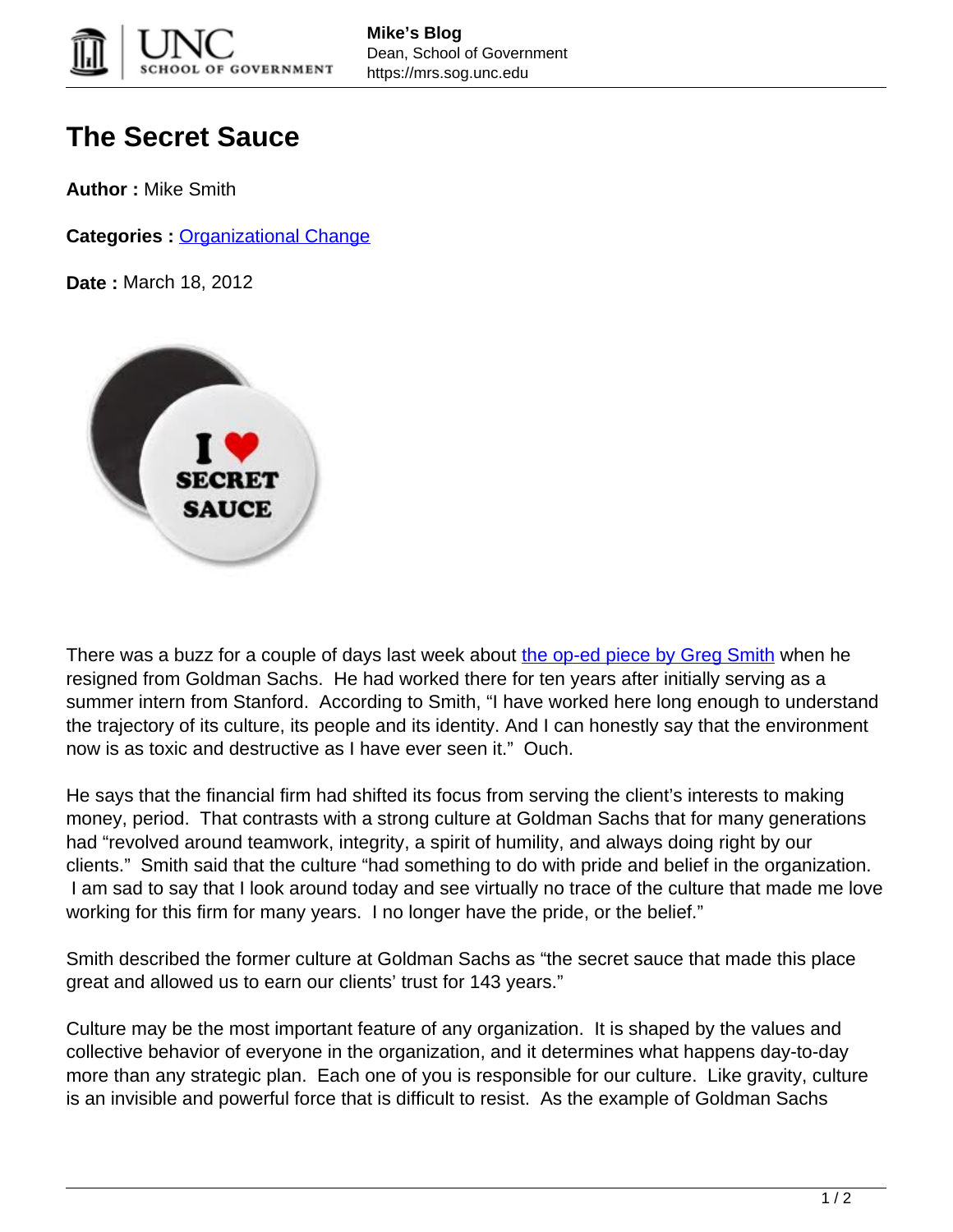# The Secret Sauce

**Author :** Mike Smith

**Categories :** Organizational Change

**Date :** March 18, 2012

There was a buzz for a couple of days last week about the op-ed piece by Greg Smith when he resigned from Goldman Sachs. He had worked there for ten years after initially serving as a summer intern from Stanford. According to Smith, "I have worked here long enough to understand the trajectory of its culture, its people and its identity. And I can honestly say that the environment now is as toxic and destructive as I have ever seen it." Ouch.

He says that the financial firm had shifted its focus from serving the client's interests to making money, period. That contrasts with a strong culture at Goldman Sachs that for many generations had "revolved around teamwork, integrity, a spirit of humility, and always doing right by our clients." Smith said that the culture "had something to do with pride and belief in the organization. I am sad to say that I look around today and see virtually no trace of the culture that made me love working for this firm for many years. I no longer have the pride, or the belief."

Smith described the former culture at Goldman Sachs as "the secret sauce that made this place great and allowed us to earn our clients' trust for 143 years."

Culture may be the most important feature of any organization. It is shaped by the values and collective behavior of everyone in the organization, and it determines what happens day-to-day more than any strategic plan. Each one of you is responsible for our culture. Like gravity, culture is an invisible and powerful force that is difficult to resist. As the example of Goldman Sachs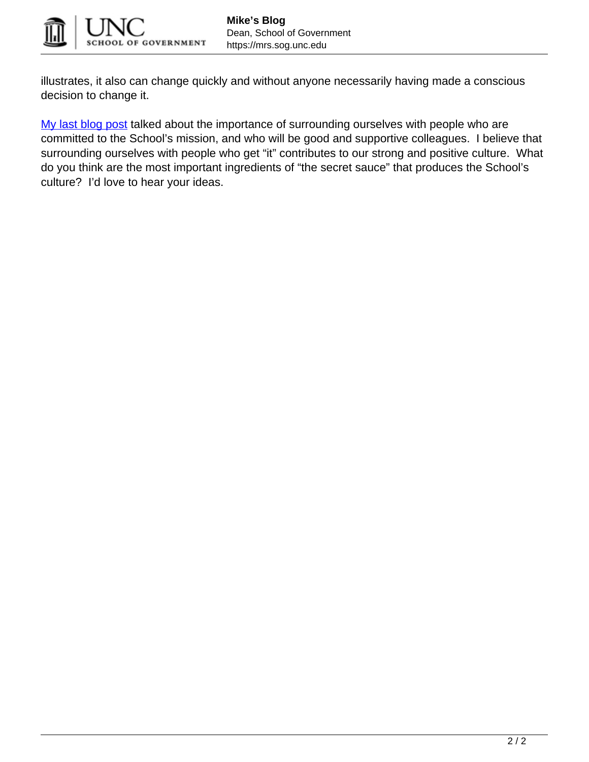illustrates, it also can change quickly and without anyone necessarily having made a conscious decision to change it.

My last blog post talked about the importance of surrounding ourselves with people who are committed to the School's mission, and who will be good and supportive colleagues. I believe that surrounding ourselves with people who get "it" contributes to our strong and positive culture. What do you think are the most important ingredients of "the secret sauce" that produces the School's culture? I'd love to hear your ideas.